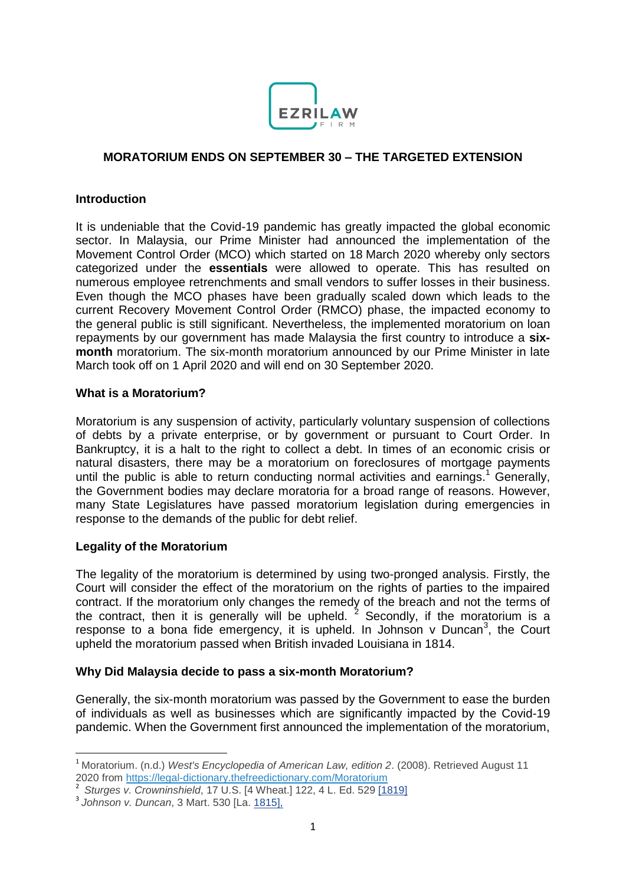## MORATORIUM ENDS ON SEPTEMBER 30 – THE TARGETED EXTENSION

### Introduction

It is undeniable that the Covid-19 pandemic has greatly impacted the global economic sector. In Malaysia, our Prime Minister had announced the implementation of the Movement Control Order (MCO) which started on 18 March 2020 whereby only sectors categorized under the **essentials** were allowed to operate. This has resulted on numerous employee retrenchments and small vendors to suffer losses in their business. Even though the MCO phases have been gradually scaled down which leads to the current Recovery Movement Control Order (RMCO) phase, the impacted economy to the general public is still significant. Nevertheless, the implemented moratorium on loan repayments by our government has made Malaysia the first country to introduce a **six-month** moratorium. The six-month moratorium announced by our Prime Minister in late March took off on 1 April 2020 and will end on 30 September 2020.

### What is a Moratorium?

Moratorium is any suspension of activity, particularly voluntary suspension of collections of debts by a private enterprise, or by government or pursuant to Court Order. In Bankruptcy, it is a halt to the right to collect a debt. In times of an economic crisis or natural disasters, there may be a moratorium on foreclosures of mortgage payments until the public is able to return conducting normal activities and earnings.[1] Generally, the Government bodies may declare moratoria for a broad range of reasons. However, many State Legislatures have passed moratorium legislation during emergencies in response to the demands of the public for debt relief.

### Legality of the Moratorium

The legality of the moratorium is determined by using two-pronged analysis. Firstly, the Court will consider the effect of the moratorium on the rights of parties to the impaired contract. If the moratorium only changes the remedy of the breach and not the terms of the contract, then it is generally will be upheld. [2] Secondly, if the moratorium is a response to a bona fide emergency, it is upheld. In Johnson v Duncan[3], the Court upheld the moratorium passed when British invaded Louisiana in 1814.

### Why Did Malaysia decide to pass a six-month Moratorium?

Generally, the six-month moratorium was passed by the Government to ease the burden of individuals as well as businesses which are significantly impacted by the Covid-19 pandemic. When the Government first announced the implementation of the moratorium,

---

[1] Moratorium. (n.d.) *West's Encyclopedia of American Law, edition 2*. (2008). Retrieved August 11 2020 from https://legal-dictionary.thefreedictionary.com/Moratorium

[2] *Sturges v. Crowninshield*, 17 U.S. [4 Wheat.] 122, 4 L. Ed. 529 [1819]

[3] *Johnson v. Duncan*, 3 Mart. 530 [La. 1815],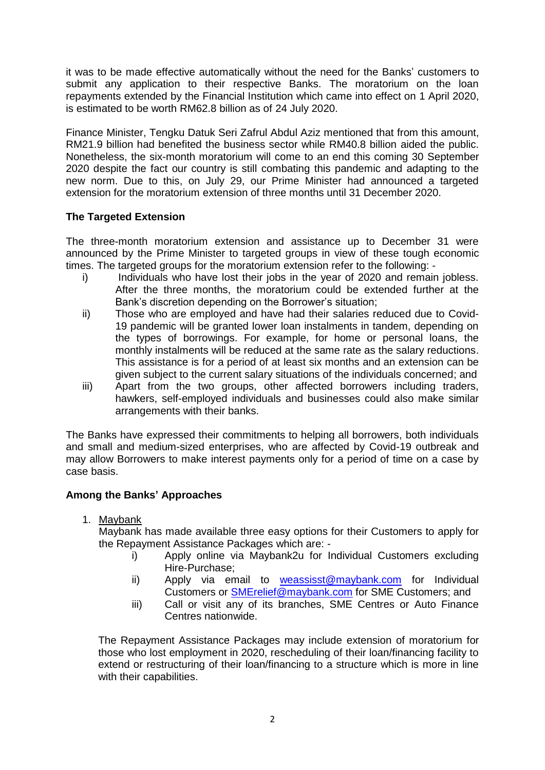it was to be made effective automatically without the need for the Banks' customers to submit any application to their respective Banks. The moratorium on the loan repayments extended by the Financial Institution which came into effect on 1 April 2020, is estimated to be worth RM62.8 billion as of 24 July 2020.

Finance Minister, Tengku Datuk Seri Zafrul Abdul Aziz mentioned that from this amount, RM21.9 billion had benefited the business sector while RM40.8 billion aided the public. Nonetheless, the six-month moratorium will come to an end this coming 30 September 2020 despite the fact our country is still combating this pandemic and adapting to the new norm. Due to this, on July 29, our Prime Minister had announced a targeted extension for the moratorium extension of three months until 31 December 2020.

**The Targeted Extension**

The three-month moratorium extension and assistance up to December 31 were announced by the Prime Minister to targeted groups in view of these tough economic times. The targeted groups for the moratorium extension refer to the following: -

i) Individuals who have lost their jobs in the year of 2020 and remain jobless. After the three months, the moratorium could be extended further at the Bank's discretion depending on the Borrower's situation;

ii) Those who are employed and have had their salaries reduced due to Covid-19 pandemic will be granted lower loan instalments in tandem, depending on the types of borrowings. For example, for home or personal loans, the monthly instalments will be reduced at the same rate as the salary reductions. This assistance is for a period of at least six months and an extension can be given subject to the current salary situations of the individuals concerned; and

iii) Apart from the two groups, other affected borrowers including traders, hawkers, self-employed individuals and businesses could also make similar arrangements with their banks.

The Banks have expressed their commitments to helping all borrowers, both individuals and small and medium-sized enterprises, who are affected by Covid-19 outbreak and may allow Borrowers to make interest payments only for a period of time on a case by case basis.

**Among the Banks' Approaches**

1. Maybank

   Maybank has made available three easy options for their Customers to apply for the Repayment Assistance Packages which are: -

   i) Apply online via Maybank2u for Individual Customers excluding Hire-Purchase;

   ii) Apply via email to weassisst@maybank.com for Individual Customers or SMErelief@maybank.com for SME Customers; and

   iii) Call or visit any of its branches, SME Centres or Auto Finance Centres nationwide.

   The Repayment Assistance Packages may include extension of moratorium for those who lost employment in 2020, rescheduling of their loan/financing facility to extend or restructuring of their loan/financing to a structure which is more in line with their capabilities.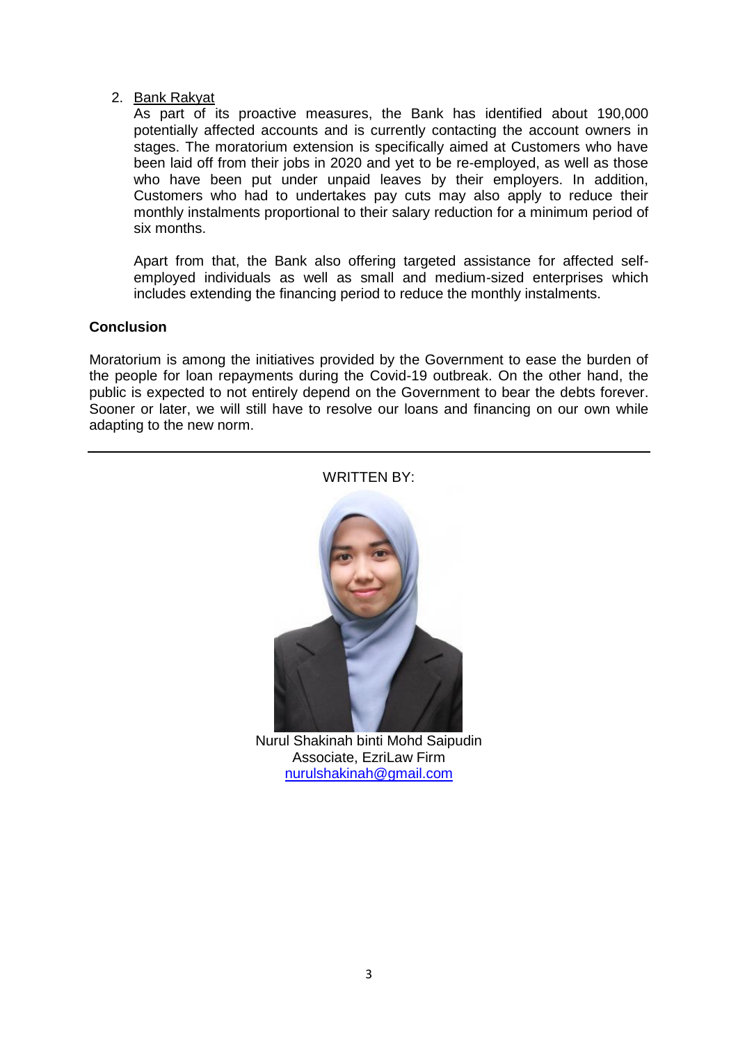2. Bank Rakyat

   As part of its proactive measures, the Bank has identified about 190,000 potentially affected accounts and is currently contacting the account owners in stages. The moratorium extension is specifically aimed at Customers who have been laid off from their jobs in 2020 and yet to be re-employed, as well as those who have been put under unpaid leaves by their employers. In addition, Customers who had to undertakes pay cuts may also apply to reduce their monthly instalments proportional to their salary reduction for a minimum period of six months.

   Apart from that, the Bank also offering targeted assistance for affected self-employed individuals as well as small and medium-sized enterprises which includes extending the financing period to reduce the monthly instalments.

**Conclusion**

Moratorium is among the initiatives provided by the Government to ease the burden of the people for loan repayments during the Covid-19 outbreak. On the other hand, the public is expected to not entirely depend on the Government to bear the debts forever. Sooner or later, we will still have to resolve our loans and financing on our own while adapting to the new norm.

---

WRITTEN BY:

Nurul Shakinah binti Mohd Saipudin
Associate, EzriLaw Firm
nurulshakinah@gmail.com